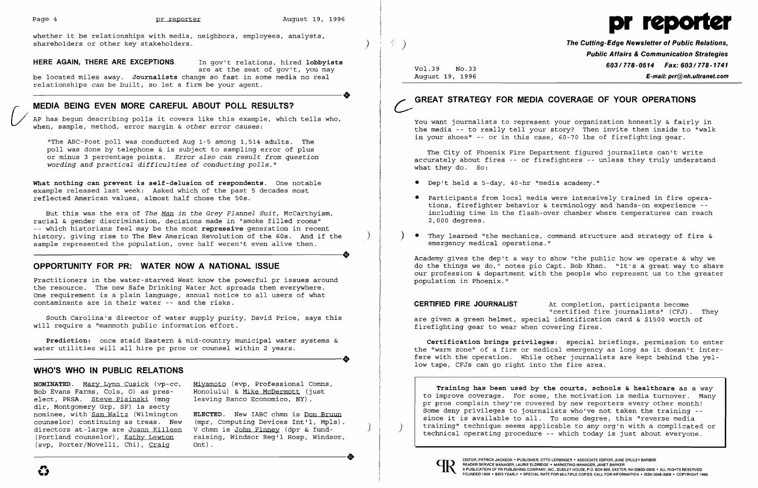whether it be relationships with media, neighbors, employees, analysts, shareholders or other key stakeholders.

**HERE AGAIN, THERE ARE EXCEPTIONS.** In gov't relations, hired **lobbyists** are at the seat of gov't, you may be located miles away. **Journalists** change so fast in some media no real relationships *can* be built, so let a firm be your agent.

## MEDIA BEING EVEN MORE CAREFUL ABOUT POLL RESULTS?

AP has begun describing polls it covers like this example, which tells who, when, sample, method, error margin & *other error causes*:

"The ABC-Post poll was conducted Aug 1-5 among 1,514 adults. The poll was done by telephone & is subject to sampling error of plus or minus 3 percentage points. *Error also can result from question wording and practical difficulties of conducting polls.*"

**What nothing can prevent is self-delusion of respondents.** One notable example released last week: Asked which of the past 5 decades most reflected American values, almost half chose the 50s.

But this was the era of *The Man in the Grey Flannel Suit*, McCarthyism, racial & gender discrimination, decisions made in "smoke filled rooms" -- which historians feel may be the most **repressive** generation in recent history, giving rise to The New American Revolution of the 60s. And if the sample represented the population, over half weren't even alive then.

## OPPORTUNITY FOR PR: WATER NOW A NATIONAL ISSUE

Practitioners in the water-starved West know the powerful pr issues around the resource. The new Safe Drinking Water Act spreads them everywhere. One requirement is a plain language, annual notice to all users of what contaminants are in their water -- and the risks.

South Carolina's director of water supply purity, David Price, says this will require a "mammoth public information effort."

**Prediction:** once staid Eastern & mid-country municipal water systems & water utilities will all hire pr pros or counsel within 2 years.

## WHO'S WHO IN PUBLIC RELATIONS

**NOMINATED.** Mary Lynn Cusick (vp-cc, Bob Evans Farms, Cols, O) as pres-elect, PRSA. Steve Pisinski (mng dir, Montgomery Grp, SF) is secty nominee, with Sam Waltz (Wilmington counselor) continuing as treas. New directors at-large are Joann Killeen (Portland counselor), Kathy Lewton (svp, Porter/Novelli, Chi), Craig Miyamoto (evp, Professional Comns, Honolulu) & Mike McDermott (just leaving Banco Economico, NY).

**ELECTED.** New IABC chmn is Don Bruun (mpr, Computing Devices Int'l, Mpls). V chmn is John Finney (dpr & fund-raising, Windsor Reg'l Hosp, Windsor, Ont).

# pr reporter

**The Cutting-Edge Newsletter of Public Relations, Public Affairs & Communication Strategies**
603/778-0514 Fax: 603/778-1741
E-mail: prr@nh.ultranet.com

Vol.39 No.33
August 19, 1996

## GREAT STRATEGY FOR MEDIA COVERAGE OF YOUR OPERATIONS

You want journalists to represent your organization honestly & fairly in the media -- to really tell your story? Then invite them inside to "walk in your shoes" -- or in this case, 60-70 lbs of firefighting gear.

The City of Phoenix Fire Department figured journalists can't write accurately about fires -- or firefighters -- unless they truly understand what they do. So:

- Dep't held a 5-day, 40-hr "media academy."
- Participants from local media were intensively trained in fire operations, firefighter behavior & terminology and hands-on experience -- including time in the flash-over chamber where temperatures can reach 2,000 degrees.
- They learned "the mechanics, command structure and strategy of fire & emergency medical operations."

Academy gives the dep't a way to show "the public how we operate & why we do the things we do," notes pio Capt. Bob Khan. "It's a great way to share our profession & department with the people who represent us to the greater population in Phoenix."

**CERTIFIED FIRE JOURNALIST** At completion, participants become "certified fire journalists" (CFJ). They are given a green helmet, special identification card & $1500 worth of firefighting gear to wear when covering fires.

**Certification brings privileges:** special briefings, permission to enter the "warm zone" of a fire or medical emergency as long as it doesn't interfere with the operation. While other journalists are kept behind the yellow tape, CFJs can go right into the fire area.

> **Training has been used by the courts, schools & healthcare** as a way to improve coverage. For some, the motivation is media turnover. Many pr pros complain they're covered by new reporters every other month! Some deny privileges to journalists who've not taken the training -- since it is available to all. To some degree, this "reverse media training" technique seems applicable to any org'n with a complicated or technical operating procedure -- which today is just about everyone.

EDITOR, PATRICK JACKSON • PUBLISHER, OTTO LERBINGER • ASSOCIATE EDITOR, JUNE DRULEY BARBER
READER SERVICE MANAGER, LAURIE ELDRIDGE • MARKETING MANAGER, JANET BARKER
A PUBLICATION OF PR PUBLISHING COMPANY, INC., DUDLEY HOUSE, P.O. BOX 600, EXETER, NH 03833-0600 • ALL RIGHTS RESERVED
FOUNDED 1958 • $225 YEARLY • SPECIAL RATE FOR MULTIPLE COPIES: CALL FOR INFORMATION • ISSN 0048-2609 • COPYRIGHT 1996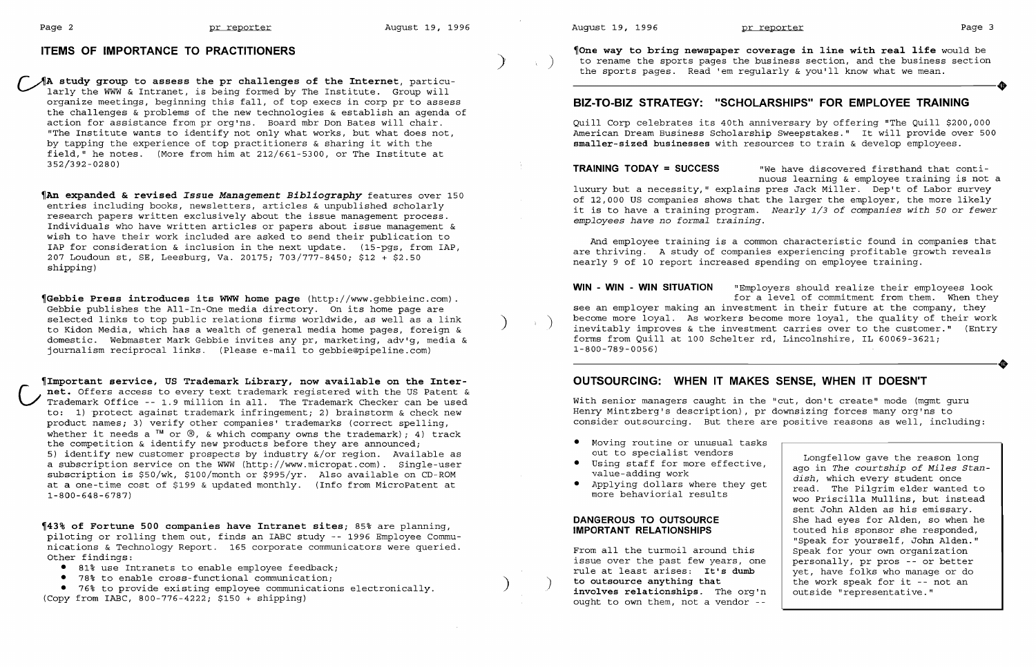## ITEMS OF IMPORTANCE TO PRACTITIONERS

¶**A study group to assess the pr challenges of the Internet**, particularly the WWW & Intranet, is being formed by The Institute. Group will organize meetings, beginning this fall, of top execs in corp pr to assess the challenges & problems of the new technologies & establish an agenda of action for assistance from pr org'ns. Board mbr Don Bates will chair. "The Institute wants to identify not only what works, but what does not, by tapping the experience of top practitioners & sharing it with the field," he notes. (More from him at 212/661-5300, or The Institute at 352/392-0280)

¶**An expanded & revised *Issue Management Bibliography*** features over 150 entries including books, newsletters, articles & unpublished scholarly research papers written exclusively about the issue management process. Individuals who have written articles or papers about issue management & wish to have their work included are asked to send their publication to IAP for consideration & inclusion in the next update. (15-pgs, from IAP, 207 Loudoun st, SE, Leesburg, Va. 20175; 703/777-8450; $12 + $2.50 shipping)

¶**Gebbie Press introduces its WWW home page** (http://www.gebbieinc.com). Gebbie publishes the All-In-One media directory. On its home page are selected links to top public relations firms worldwide, as well as a link to Kidon Media, which has a wealth of general media home pages, foreign & domestic. Webmaster Mark Gebbie invites any pr, marketing, adv'g, media & journalism reciprocal links. (Please e-mail to gebbie@pipeline.com)

¶**Important service, US Trademark Library, now available on the Internet.** Offers access to every text trademark registered with the US Patent & Trademark Office -- 1.9 million in all. The Trademark Checker can be used to: 1) protect against trademark infringement; 2) brainstorm & check new product names; 3) verify other companies' trademarks (correct spelling, whether it needs a ™ or ®, & which company owns the trademark); 4) track the competition & identify new products before they are announced; 5) identify new customer prospects by industry &/or region. Available as a subscription service on the WWW (http://www.micropat.com). Single-user subscription is $50/wk, $100/month or $995/yr. Also available on CD-ROM at a one-time cost of $199 & updated monthly. (Info from MicroPatent at 1-800-648-6787)

¶**43% of Fortune 500 companies have Intranet sites**; 85% are planning, piloting or rolling them out, finds an IABC study -- 1996 Employee Communications & Technology Report. 165 corporate communicators were queried. Other findings:

- 81% use Intranets to enable employee feedback;
- 78% to enable cross-functional communication;
- 76% to provide existing employee communications electronically.

(Copy from IABC, 800-776-4222; $150 + shipping)

¶**One way to bring newspaper coverage in line with real life** would be to rename the sports pages the business section, and the business section the sports pages. Read 'em regularly & you'll know what we mean.

## BIZ-TO-BIZ STRATEGY: "SCHOLARSHIPS" FOR EMPLOYEE TRAINING

Quill Corp celebrates its 40th anniversary by offering "The Quill $200,000 American Dream Business Scholarship Sweepstakes." It will provide over 500 **smaller-sized businesses** with resources to train & develop employees.

**TRAINING TODAY = SUCCESS** "We have discovered firsthand that continuous learning & employee training is not a luxury but a necessity," explains pres Jack Miller. Dep't of Labor survey of 12,000 US companies shows that the larger the employer, the more likely it is to have a training program. *Nearly 1/3 of companies with 50 or fewer employees have no formal training.*

And employee training is a common characteristic found in companies that are thriving. A study of companies experiencing profitable growth reveals nearly 9 of 10 report increased spending on employee training.

**WIN - WIN - WIN SITUATION** "Employers should realize their employees look for a level of commitment from them. When they see an employer making an investment in their future at the company, they become more loyal. As workers become more loyal, the quality of their work inevitably improves & the investment carries over to the customer." (Entry forms from Quill at 100 Schelter rd, Lincolnshire, IL 60069-3621; 1-800-789-0056)

## OUTSOURCING: WHEN IT MAKES SENSE, WHEN IT DOESN'T

With senior managers caught in the "cut, don't create" mode (mgmt guru Henry Mintzberg's description), pr downsizing forces many org'ns to consider outsourcing. But there are positive reasons as well, including:

- Moving routine or unusual tasks out to specialist vendors
- Using staff for more effective, value-adding work
- Applying dollars where they get more behaviorial results

### DANGEROUS TO OUTSOURCE IMPORTANT RELATIONSHIPS

From all the turmoil around this issue over the past few years, one rule at least arises: **It's dumb to outsource anything that involves relationships.** The org'n ought to own them, not a vendor --

Longfellow gave the reason long ago in *The courtship of Miles Standish*, which every student once read. The Pilgrim elder wanted to woo Priscilla Mullins, but instead sent John Alden as his emissary. She had eyes for Alden, so when he touted his sponsor she responded, "Speak for yourself, John Alden." Speak for your own organization personally, pr pros -- or better yet, have folks who manage or do the work speak for it -- not an outside "representative."